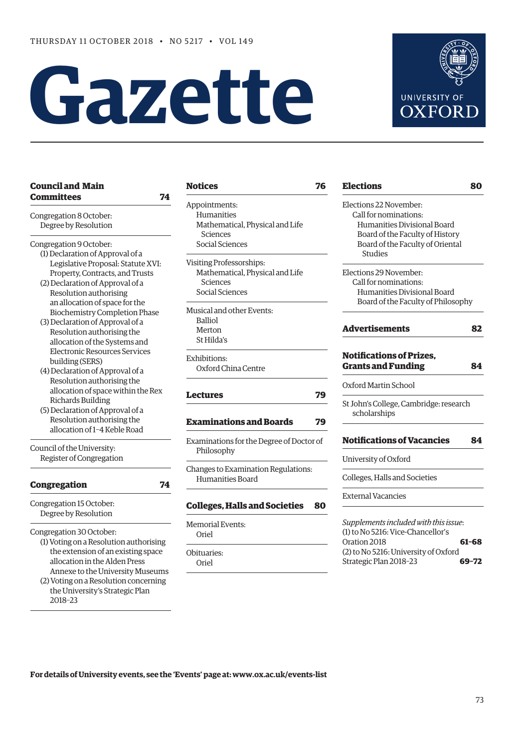THURSDAY 11 OCTOBER 2018 • NO 5217 • VOL 149

# Gazette

UNIVERSITY OF OXFORD

## Council and Main Committees — 74

Congregation 8 October:
- Degree by Resolution

Congregation 9 October:
- (1) Declaration of Approval of a Legislative Proposal: Statute XVI: Property, Contracts, and Trusts
- (2) Declaration of Approval of a Resolution authorising an allocation of space for the Biochemistry Completion Phase
- (3) Declaration of Approval of a Resolution authorising the allocation of the Systems and Electronic Resources Services building (SERS)
- (4) Declaration of Approval of a Resolution authorising the allocation of space within the Rex Richards Building
- (5) Declaration of Approval of a Resolution authorising the allocation of 1–4 Keble Road

Council of the University:
- Register of Congregation

## Congregation — 74

Congregation 15 October:
- Degree by Resolution

Congregation 30 October:
- (1) Voting on a Resolution authorising the extension of an existing space allocation in the Alden Press Annexe to the University Museums
- (2) Voting on a Resolution concerning the University's Strategic Plan 2018–23

## Notices — 76

Appointments:
- Humanities
- Mathematical, Physical and Life Sciences
- Social Sciences

Visiting Professorships:
- Mathematical, Physical and Life Sciences
- Social Sciences

Musical and other Events:
- Balliol
- Merton
- St Hilda's

Exhibitions:
- Oxford China Centre

## Lectures — 79

## Examinations and Boards — 79

Examinations for the Degree of Doctor of Philosophy

Changes to Examination Regulations:
- Humanities Board

## Colleges, Halls and Societies — 80

Memorial Events:
- Oriel

Obituaries:
- Oriel

## Elections — 80

Elections 22 November:
- Call for nominations:
  - Humanities Divisional Board
  - Board of the Faculty of History
  - Board of the Faculty of Oriental Studies

Elections 29 November:
- Call for nominations:
  - Humanities Divisional Board
  - Board of the Faculty of Philosophy

## Advertisements — 82

## Notifications of Prizes, Grants and Funding — 84

Oxford Martin School

St John's College, Cambridge: research scholarships

## Notifications of Vacancies — 84

University of Oxford

Colleges, Halls and Societies

External Vacancies

*Supplements included with this issue*:

(1) to No 5216: Vice-Chancellor's Oration 2018 — **61–68**

(2) to No 5216: University of Oxford Strategic Plan 2018–23 — **69–72**

**For details of University events, see the 'Events' page at: www.ox.ac.uk/events-list**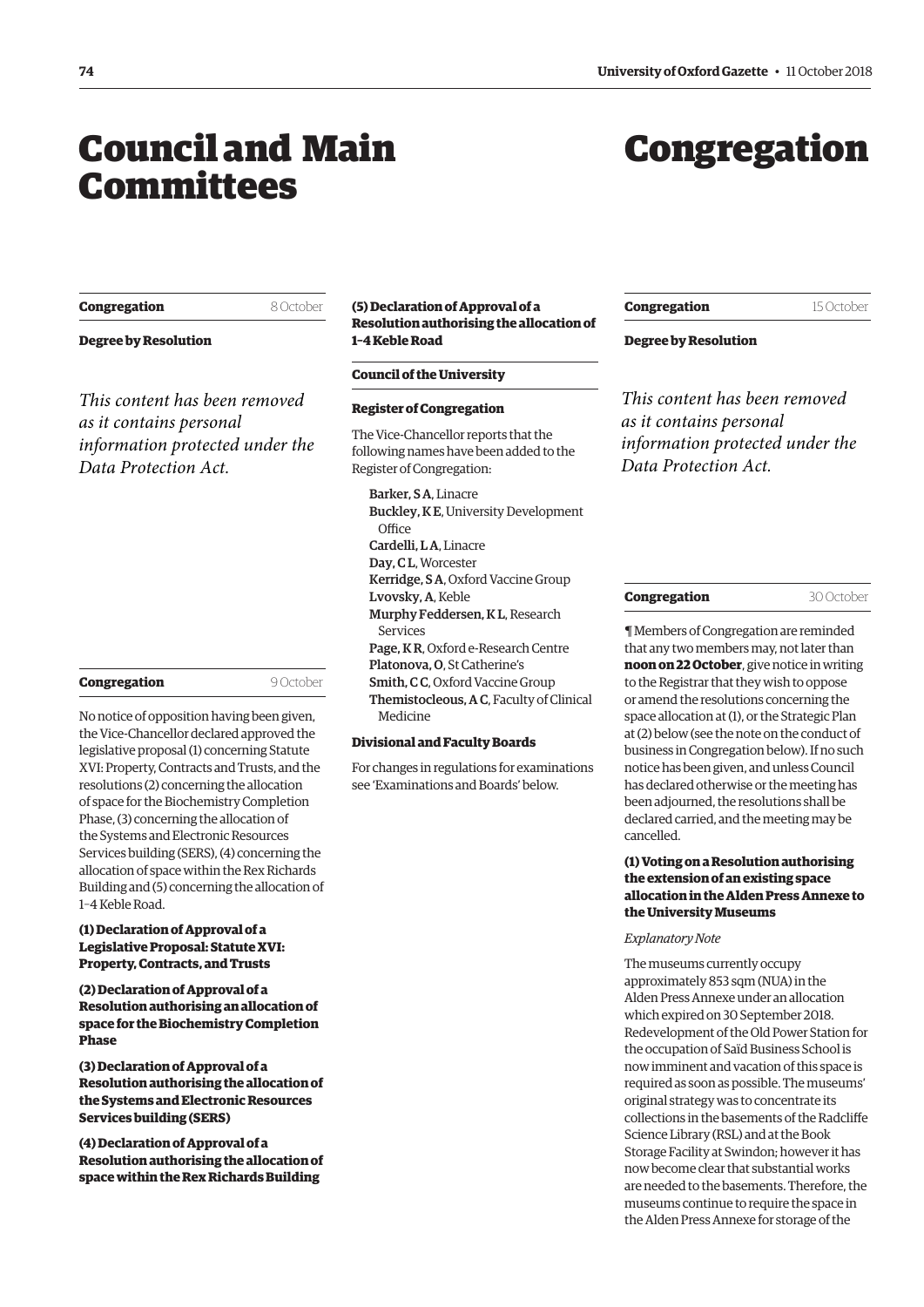# Council and Main Committees

## Congregation 8 October

### Degree by Resolution

*This content has been removed as it contains personal information protected under the Data Protection Act.*

## Congregation 9 October

No notice of opposition having been given, the Vice-Chancellor declared approved the legislative proposal (1) concerning Statute XVI: Property, Contracts and Trusts, and the resolutions (2) concerning the allocation of space for the Biochemistry Completion Phase, (3) concerning the allocation of the Systems and Electronic Resources Services building (SERS), (4) concerning the allocation of space within the Rex Richards Building and (5) concerning the allocation of 1–4 Keble Road.

**(1) Declaration of Approval of a Legislative Proposal: Statute XVI: Property, Contracts, and Trusts**

**(2) Declaration of Approval of a Resolution authorising an allocation of space for the Biochemistry Completion Phase**

**(3) Declaration of Approval of a Resolution authorising the allocation of the Systems and Electronic Resources Services building (SERS)**

**(4) Declaration of Approval of a Resolution authorising the allocation of space within the Rex Richards Building**

**(5) Declaration of Approval of a Resolution authorising the allocation of 1–4 Keble Road**

## Council of the University

### Register of Congregation

The Vice-Chancellor reports that the following names have been added to the Register of Congregation:

- **Barker, S A**, Linacre
- **Buckley, K E**, University Development Office
- **Cardelli, L A**, Linacre
- **Day, C L**, Worcester
- **Kerridge, S A**, Oxford Vaccine Group
- **Lvovsky, A**, Keble
- **Murphy Feddersen, K L**, Research Services
- **Page, K R**, Oxford e-Research Centre
- **Platonova, O**, St Catherine's
- **Smith, C C**, Oxford Vaccine Group
- **Themistocleous, A C**, Faculty of Clinical Medicine

### Divisional and Faculty Boards

For changes in regulations for examinations see 'Examinations and Boards' below.

# Congregation

## Congregation 15 October

### Degree by Resolution

*This content has been removed as it contains personal information protected under the Data Protection Act.*

## Congregation 30 October

¶ Members of Congregation are reminded that any two members may, not later than **noon on 22 October**, give notice in writing to the Registrar that they wish to oppose or amend the resolutions concerning the space allocation at (1), or the Strategic Plan at (2) below (see the note on the conduct of business in Congregation below). If no such notice has been given, and unless Council has declared otherwise or the meeting has been adjourned, the resolutions shall be declared carried, and the meeting may be cancelled.

### (1) Voting on a Resolution authorising the extension of an existing space allocation in the Alden Press Annexe to the University Museums

*Explanatory Note*

The museums currently occupy approximately 853 sqm (NUA) in the Alden Press Annexe under an allocation which expired on 30 September 2018. Redevelopment of the Old Power Station for the occupation of Saïd Business School is now imminent and vacation of this space is required as soon as possible. The museums' original strategy was to concentrate its collections in the basements of the Radcliffe Science Library (RSL) and at the Book Storage Facility at Swindon; however it has now become clear that substantial works are needed to the basements. Therefore, the museums continue to require the space in the Alden Press Annexe for storage of the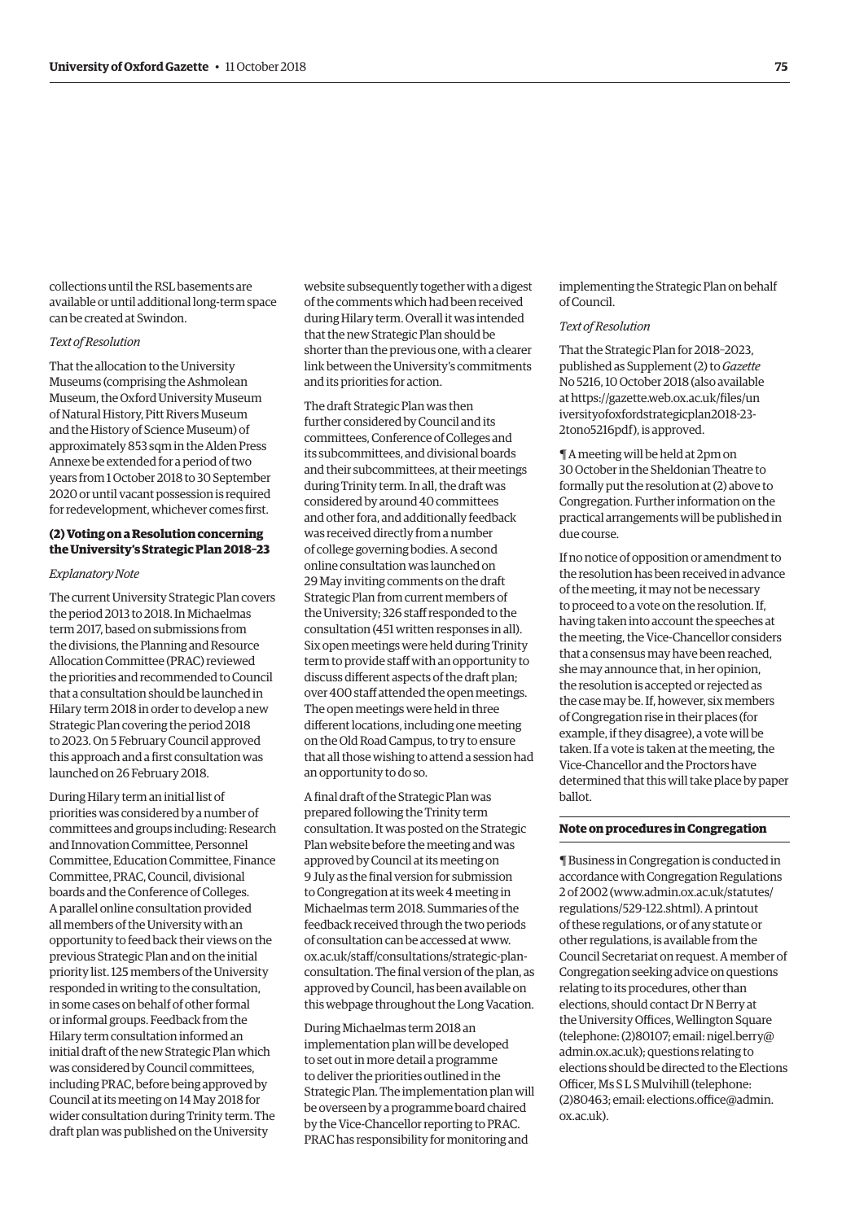collections until the RSL basements are available or until additional long-term space can be created at Swindon.

*Text of Resolution*

That the allocation to the University Museums (comprising the Ashmolean Museum, the Oxford University Museum of Natural History, Pitt Rivers Museum and the History of Science Museum) of approximately 853 sqm in the Alden Press Annexe be extended for a period of two years from 1 October 2018 to 30 September 2020 or until vacant possession is required for redevelopment, whichever comes first.

### (2) Voting on a Resolution concerning the University's Strategic Plan 2018–23

*Explanatory Note*

The current University Strategic Plan covers the period 2013 to 2018. In Michaelmas term 2017, based on submissions from the divisions, the Planning and Resource Allocation Committee (PRAC) reviewed the priorities and recommended to Council that a consultation should be launched in Hilary term 2018 in order to develop a new Strategic Plan covering the period 2018 to 2023. On 5 February Council approved this approach and a first consultation was launched on 26 February 2018.

During Hilary term an initial list of priorities was considered by a number of committees and groups including: Research and Innovation Committee, Personnel Committee, Education Committee, Finance Committee, PRAC, Council, divisional boards and the Conference of Colleges. A parallel online consultation provided all members of the University with an opportunity to feed back their views on the previous Strategic Plan and on the initial priority list. 125 members of the University responded in writing to the consultation, in some cases on behalf of other formal or informal groups. Feedback from the Hilary term consultation informed an initial draft of the new Strategic Plan which was considered by Council committees, including PRAC, before being approved by Council at its meeting on 14 May 2018 for wider consultation during Trinity term. The draft plan was published on the University website subsequently together with a digest of the comments which had been received during Hilary term. Overall it was intended that the new Strategic Plan should be shorter than the previous one, with a clearer link between the University's commitments and its priorities for action.

The draft Strategic Plan was then further considered by Council and its committees, Conference of Colleges and its subcommittees, and divisional boards and their subcommittees, at their meetings during Trinity term. In all, the draft was considered by around 40 committees and other fora, and additionally feedback was received directly from a number of college governing bodies. A second online consultation was launched on 29 May inviting comments on the draft Strategic Plan from current members of the University; 326 staff responded to the consultation (451 written responses in all). Six open meetings were held during Trinity term to provide staff with an opportunity to discuss different aspects of the draft plan; over 400 staff attended the open meetings. The open meetings were held in three different locations, including one meeting on the Old Road Campus, to try to ensure that all those wishing to attend a session had an opportunity to do so.

A final draft of the Strategic Plan was prepared following the Trinity term consultation. It was posted on the Strategic Plan website before the meeting and was approved by Council at its meeting on 9 July as the final version for submission to Congregation at its week 4 meeting in Michaelmas term 2018. Summaries of the feedback received through the two periods of consultation can be accessed at www.ox.ac.uk/staff/consultations/strategic-plan-consultation. The final version of the plan, as approved by Council, has been available on this webpage throughout the Long Vacation.

During Michaelmas term 2018 an implementation plan will be developed to set out in more detail a programme to deliver the priorities outlined in the Strategic Plan. The implementation plan will be overseen by a programme board chaired by the Vice-Chancellor reporting to PRAC. PRAC has responsibility for monitoring and implementing the Strategic Plan on behalf of Council.

*Text of Resolution*

That the Strategic Plan for 2018–2023, published as Supplement (2) to *Gazette* No 5216, 10 October 2018 (also available at https://gazette.web.ox.ac.uk/files/universityofoxfordstrategicplan2018-23-2tono5216pdf), is approved.

¶ A meeting will be held at 2pm on 30 October in the Sheldonian Theatre to formally put the resolution at (2) above to Congregation. Further information on the practical arrangements will be published in due course.

If no notice of opposition or amendment to the resolution has been received in advance of the meeting, it may not be necessary to proceed to a vote on the resolution. If, having taken into account the speeches at the meeting, the Vice-Chancellor considers that a consensus may have been reached, she may announce that, in her opinion, the resolution is accepted or rejected as the case may be. If, however, six members of Congregation rise in their places (for example, if they disagree), a vote will be taken. If a vote is taken at the meeting, the Vice-Chancellor and the Proctors have determined that this will take place by paper ballot.

### Note on procedures in Congregation

¶ Business in Congregation is conducted in accordance with Congregation Regulations 2 of 2002 (www.admin.ox.ac.uk/statutes/regulations/529-122.shtml). A printout of these regulations, or of any statute or other regulations, is available from the Council Secretariat on request. A member of Congregation seeking advice on questions relating to its procedures, other than elections, should contact Dr N Berry at the University Offices, Wellington Square (telephone: (2)80107; email: nigel.berry@admin.ox.ac.uk); questions relating to elections should be directed to the Elections Officer, Ms S L S Mulvihill (telephone: (2)80463; email: elections.office@admin.ox.ac.uk).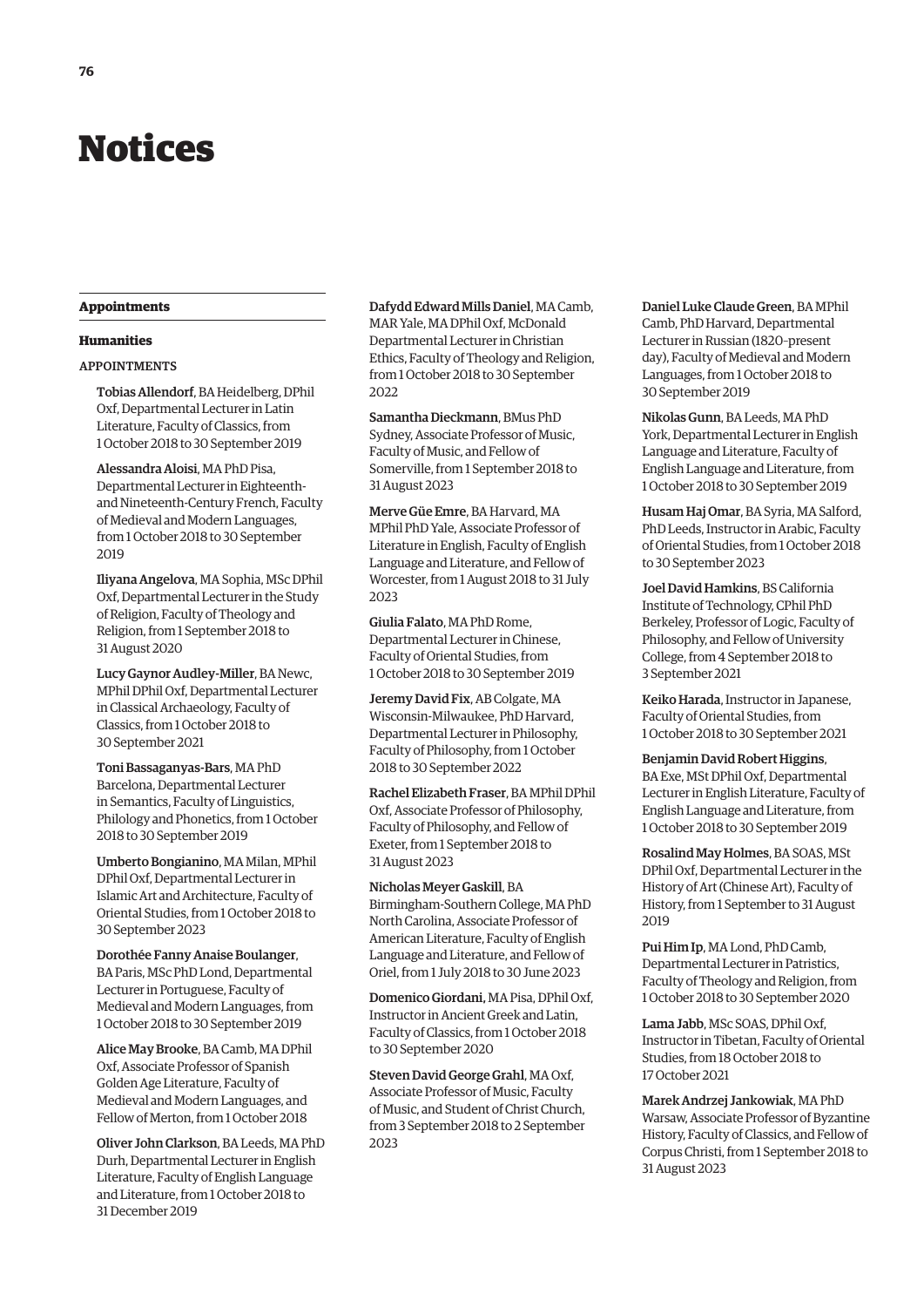# Notices

## Appointments

### Humanities

#### APPOINTMENTS

**Tobias Allendorf**, BA Heidelberg, DPhil Oxf, Departmental Lecturer in Latin Literature, Faculty of Classics, from 1 October 2018 to 30 September 2019

**Alessandra Aloisi**, MA PhD Pisa, Departmental Lecturer in Eighteenth- and Nineteenth-Century French, Faculty of Medieval and Modern Languages, from 1 October 2018 to 30 September 2019

**Iliyana Angelova**, MA Sophia, MSc DPhil Oxf, Departmental Lecturer in the Study of Religion, Faculty of Theology and Religion, from 1 September 2018 to 31 August 2020

**Lucy Gaynor Audley-Miller**, BA Newc, MPhil DPhil Oxf, Departmental Lecturer in Classical Archaeology, Faculty of Classics, from 1 October 2018 to 30 September 2021

**Toni Bassaganyas-Bars**, MA PhD Barcelona, Departmental Lecturer in Semantics, Faculty of Linguistics, Philology and Phonetics, from 1 October 2018 to 30 September 2019

**Umberto Bongianino**, MA Milan, MPhil DPhil Oxf, Departmental Lecturer in Islamic Art and Architecture, Faculty of Oriental Studies, from 1 October 2018 to 30 September 2023

**Dorothée Fanny Anaise Boulanger**, BA Paris, MSc PhD Lond, Departmental Lecturer in Portuguese, Faculty of Medieval and Modern Languages, from 1 October 2018 to 30 September 2019

**Alice May Brooke**, BA Camb, MA DPhil Oxf, Associate Professor of Spanish Golden Age Literature, Faculty of Medieval and Modern Languages, and Fellow of Merton, from 1 October 2018

**Oliver John Clarkson**, BA Leeds, MA PhD Durh, Departmental Lecturer in English Literature, Faculty of English Language and Literature, from 1 October 2018 to 31 December 2019

**Dafydd Edward Mills Daniel**, MA Camb, MAR Yale, MA DPhil Oxf, McDonald Departmental Lecturer in Christian Ethics, Faculty of Theology and Religion, from 1 October 2018 to 30 September 2022

**Samantha Dieckmann**, BMus PhD Sydney, Associate Professor of Music, Faculty of Music, and Fellow of Somerville, from 1 September 2018 to 31 August 2023

**Merve Güe Emre**, BA Harvard, MA MPhil PhD Yale, Associate Professor of Literature in English, Faculty of English Language and Literature, and Fellow of Worcester, from 1 August 2018 to 31 July 2023

**Giulia Falato**, MA PhD Rome, Departmental Lecturer in Chinese, Faculty of Oriental Studies, from 1 October 2018 to 30 September 2019

**Jeremy David Fix**, AB Colgate, MA Wisconsin-Milwaukee, PhD Harvard, Departmental Lecturer in Philosophy, Faculty of Philosophy, from 1 October 2018 to 30 September 2022

**Rachel Elizabeth Fraser**, BA MPhil DPhil Oxf, Associate Professor of Philosophy, Faculty of Philosophy, and Fellow of Exeter, from 1 September 2018 to 31 August 2023

**Nicholas Meyer Gaskill**, BA Birmingham-Southern College, MA PhD North Carolina, Associate Professor of American Literature, Faculty of English Language and Literature, and Fellow of Oriel, from 1 July 2018 to 30 June 2023

**Domenico Giordani**, MA Pisa, DPhil Oxf, Instructor in Ancient Greek and Latin, Faculty of Classics, from 1 October 2018 to 30 September 2020

**Steven David George Grahl**, MA Oxf, Associate Professor of Music, Faculty of Music, and Student of Christ Church, from 3 September 2018 to 2 September 2023

**Daniel Luke Claude Green**, BA MPhil Camb, PhD Harvard, Departmental Lecturer in Russian (1820–present day), Faculty of Medieval and Modern Languages, from 1 October 2018 to 30 September 2019

**Nikolas Gunn**, BA Leeds, MA PhD York, Departmental Lecturer in English Language and Literature, Faculty of English Language and Literature, from 1 October 2018 to 30 September 2019

**Husam Haj Omar**, BA Syria, MA Salford, PhD Leeds, Instructor in Arabic, Faculty of Oriental Studies, from 1 October 2018 to 30 September 2023

**Joel David Hamkins**, BS California Institute of Technology, CPhil PhD Berkeley, Professor of Logic, Faculty of Philosophy, and Fellow of University College, from 4 September 2018 to 3 September 2021

**Keiko Harada**, Instructor in Japanese, Faculty of Oriental Studies, from 1 October 2018 to 30 September 2021

**Benjamin David Robert Higgins**, BA Exe, MSt DPhil Oxf, Departmental Lecturer in English Literature, Faculty of English Language and Literature, from 1 October 2018 to 30 September 2019

**Rosalind May Holmes**, BA SOAS, MSt DPhil Oxf, Departmental Lecturer in the History of Art (Chinese Art), Faculty of History, from 1 September to 31 August 2019

**Pui Him Ip**, MA Lond, PhD Camb, Departmental Lecturer in Patristics, Faculty of Theology and Religion, from 1 October 2018 to 30 September 2020

**Lama Jabb**, MSc SOAS, DPhil Oxf, Instructor in Tibetan, Faculty of Oriental Studies, from 18 October 2018 to 17 October 2021

**Marek Andrzej Jankowiak**, MA PhD Warsaw, Associate Professor of Byzantine History, Faculty of Classics, and Fellow of Corpus Christi, from 1 September 2018 to 31 August 2023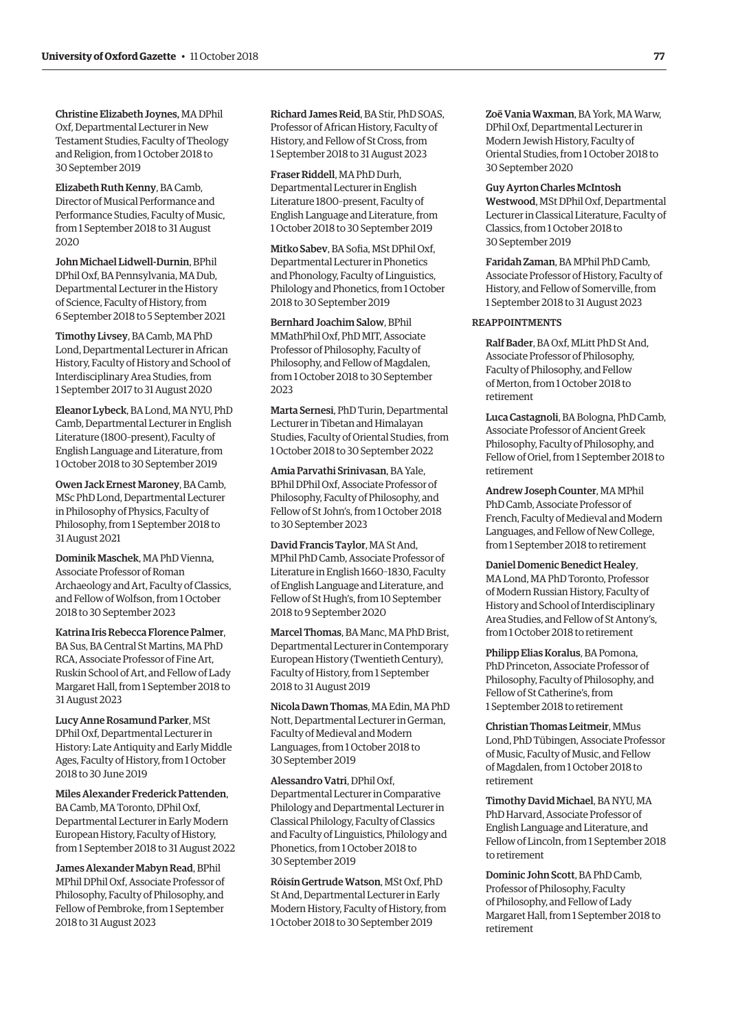**Christine Elizabeth Joynes**, MA DPhil Oxf, Departmental Lecturer in New Testament Studies, Faculty of Theology and Religion, from 1 October 2018 to 30 September 2019

**Elizabeth Ruth Kenny**, BA Camb, Director of Musical Performance and Performance Studies, Faculty of Music, from 1 September 2018 to 31 August 2020

**John Michael Lidwell-Durnin**, BPhil DPhil Oxf, BA Pennsylvania, MA Dub, Departmental Lecturer in the History of Science, Faculty of History, from 6 September 2018 to 5 September 2021

**Timothy Livsey**, BA Camb, MA PhD Lond, Departmental Lecturer in African History, Faculty of History and School of Interdisciplinary Area Studies, from 1 September 2017 to 31 August 2020

**Eleanor Lybeck**, BA Lond, MA NYU, PhD Camb, Departmental Lecturer in English Literature (1800–present), Faculty of English Language and Literature, from 1 October 2018 to 30 September 2019

**Owen Jack Ernest Maroney**, BA Camb, MSc PhD Lond, Departmental Lecturer in Philosophy of Physics, Faculty of Philosophy, from 1 September 2018 to 31 August 2021

**Dominik Maschek**, MA PhD Vienna, Associate Professor of Roman Archaeology and Art, Faculty of Classics, and Fellow of Wolfson, from 1 October 2018 to 30 September 2023

**Katrina Iris Rebecca Florence Palmer**, BA Sus, BA Central St Martins, MA PhD RCA, Associate Professor of Fine Art, Ruskin School of Art, and Fellow of Lady Margaret Hall, from 1 September 2018 to 31 August 2023

**Lucy Anne Rosamund Parker**, MSt DPhil Oxf, Departmental Lecturer in History: Late Antiquity and Early Middle Ages, Faculty of History, from 1 October 2018 to 30 June 2019

**Miles Alexander Frederick Pattenden**, BA Camb, MA Toronto, DPhil Oxf, Departmental Lecturer in Early Modern European History, Faculty of History, from 1 September 2018 to 31 August 2022

**James Alexander Mabyn Read**, BPhil MPhil DPhil Oxf, Associate Professor of Philosophy, Faculty of Philosophy, and Fellow of Pembroke, from 1 September 2018 to 31 August 2023

**Richard James Reid**, BA Stir, PhD SOAS, Professor of African History, Faculty of History, and Fellow of St Cross, from 1 September 2018 to 31 August 2023

**Fraser Riddell**, MA PhD Durh, Departmental Lecturer in English Literature 1800–present, Faculty of English Language and Literature, from 1 October 2018 to 30 September 2019

**Mitko Sabev**, BA Sofia, MSt DPhil Oxf, Departmental Lecturer in Phonetics and Phonology, Faculty of Linguistics, Philology and Phonetics, from 1 October 2018 to 30 September 2019

**Bernhard Joachim Salow**, BPhil MMathPhil Oxf, PhD MIT, Associate Professor of Philosophy, Faculty of Philosophy, and Fellow of Magdalen, from 1 October 2018 to 30 September 2023

**Marta Sernesi**, PhD Turin, Departmental Lecturer in Tibetan and Himalayan Studies, Faculty of Oriental Studies, from 1 October 2018 to 30 September 2022

**Amia Parvathi Srinivasan**, BA Yale, BPhil DPhil Oxf, Associate Professor of Philosophy, Faculty of Philosophy, and Fellow of St John's, from 1 October 2018 to 30 September 2023

**David Francis Taylor**, MA St And, MPhil PhD Camb, Associate Professor of Literature in English 1660–1830, Faculty of English Language and Literature, and Fellow of St Hugh's, from 10 September 2018 to 9 September 2020

**Marcel Thomas**, BA Manc, MA PhD Brist, Departmental Lecturer in Contemporary European History (Twentieth Century), Faculty of History, from 1 September 2018 to 31 August 2019

**Nicola Dawn Thomas**, MA Edin, MA PhD Nott, Departmental Lecturer in German, Faculty of Medieval and Modern Languages, from 1 October 2018 to 30 September 2019

**Alessandro Vatri**, DPhil Oxf, Departmental Lecturer in Comparative Philology and Departmental Lecturer in Classical Philology, Faculty of Classics and Faculty of Linguistics, Philology and Phonetics, from 1 October 2018 to 30 September 2019

**Róisín Gertrude Watson**, MSt Oxf, PhD St And, Departmental Lecturer in Early Modern History, Faculty of History, from 1 October 2018 to 30 September 2019

**Zoë Vania Waxman**, BA York, MA Warw, DPhil Oxf, Departmental Lecturer in Modern Jewish History, Faculty of Oriental Studies, from 1 October 2018 to 30 September 2020

**Guy Ayrton Charles McIntosh Westwood**, MSt DPhil Oxf, Departmental Lecturer in Classical Literature, Faculty of Classics, from 1 October 2018 to 30 September 2019

**Faridah Zaman**, BA MPhil PhD Camb, Associate Professor of History, Faculty of History, and Fellow of Somerville, from 1 September 2018 to 31 August 2023

REAPPOINTMENTS

**Ralf Bader**, BA Oxf, MLitt PhD St And, Associate Professor of Philosophy, Faculty of Philosophy, and Fellow of Merton, from 1 October 2018 to retirement

**Luca Castagnoli**, BA Bologna, PhD Camb, Associate Professor of Ancient Greek Philosophy, Faculty of Philosophy, and Fellow of Oriel, from 1 September 2018 to retirement

**Andrew Joseph Counter**, MA MPhil PhD Camb, Associate Professor of French, Faculty of Medieval and Modern Languages, and Fellow of New College, from 1 September 2018 to retirement

**Daniel Domenic Benedict Healey**, MA Lond, MA PhD Toronto, Professor of Modern Russian History, Faculty of History and School of Interdisciplinary Area Studies, and Fellow of St Antony's, from 1 October 2018 to retirement

**Philipp Elias Koralus**, BA Pomona, PhD Princeton, Associate Professor of Philosophy, Faculty of Philosophy, and Fellow of St Catherine's, from 1 September 2018 to retirement

**Christian Thomas Leitmeir**, MMus Lond, PhD Tübingen, Associate Professor of Music, Faculty of Music, and Fellow of Magdalen, from 1 October 2018 to retirement

**Timothy David Michael**, BA NYU, MA PhD Harvard, Associate Professor of English Language and Literature, and Fellow of Lincoln, from 1 September 2018 to retirement

**Dominic John Scott**, BA PhD Camb, Professor of Philosophy, Faculty of Philosophy, and Fellow of Lady Margaret Hall, from 1 September 2018 to retirement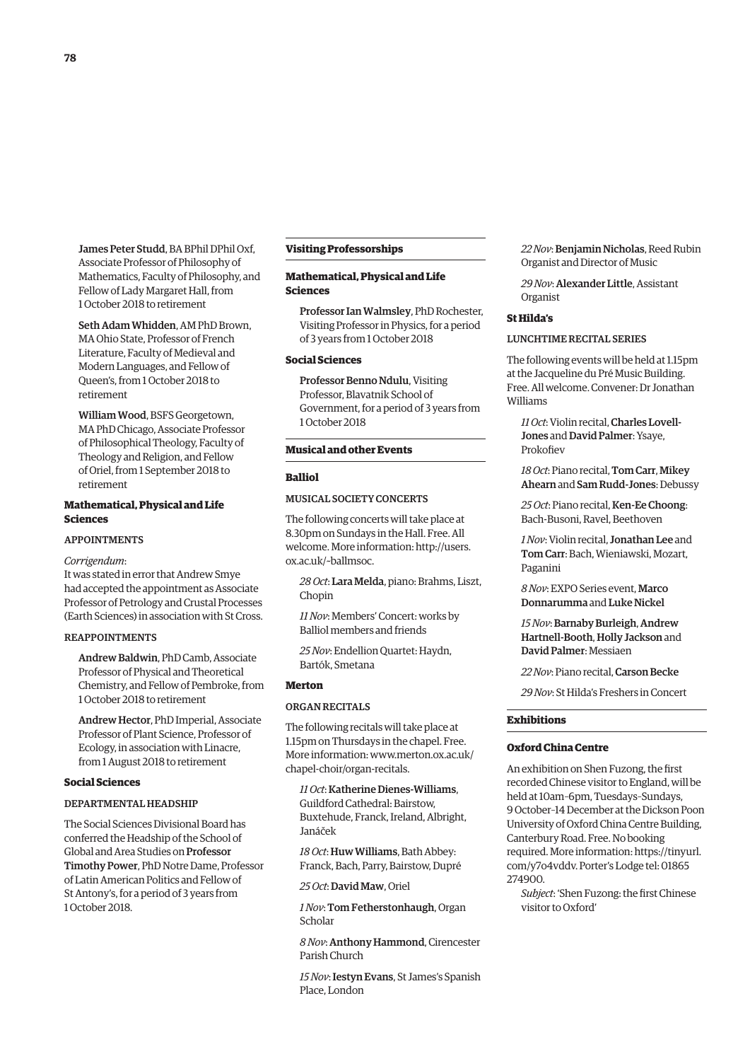**James Peter Studd**, BA BPhil DPhil Oxf, Associate Professor of Philosophy of Mathematics, Faculty of Philosophy, and Fellow of Lady Margaret Hall, from 1 October 2018 to retirement

**Seth Adam Whidden**, AM PhD Brown, MA Ohio State, Professor of French Literature, Faculty of Medieval and Modern Languages, and Fellow of Queen's, from 1 October 2018 to retirement

**William Wood**, BSFS Georgetown, MA PhD Chicago, Associate Professor of Philosophical Theology, Faculty of Theology and Religion, and Fellow of Oriel, from 1 September 2018 to retirement

### Mathematical, Physical and Life Sciences

#### APPOINTMENTS

*Corrigendum*:
It was stated in error that Andrew Smye had accepted the appointment as Associate Professor of Petrology and Crustal Processes (Earth Sciences) in association with St Cross.

#### REAPPOINTMENTS

**Andrew Baldwin**, PhD Camb, Associate Professor of Physical and Theoretical Chemistry, and Fellow of Pembroke, from 1 October 2018 to retirement

**Andrew Hector**, PhD Imperial, Associate Professor of Plant Science, Professor of Ecology, in association with Linacre, from 1 August 2018 to retirement

### Social Sciences

#### DEPARTMENTAL HEADSHIP

The Social Sciences Divisional Board has conferred the Headship of the School of Global and Area Studies on **Professor Timothy Power**, PhD Notre Dame, Professor of Latin American Politics and Fellow of St Antony's, for a period of 3 years from 1 October 2018.

## Visiting Professorships

### Mathematical, Physical and Life Sciences

**Professor Ian Walmsley**, PhD Rochester, Visiting Professor in Physics, for a period of 3 years from 1 October 2018

### Social Sciences

**Professor Benno Ndulu**, Visiting Professor, Blavatnik School of Government, for a period of 3 years from 1 October 2018

## Musical and other Events

### Balliol

#### MUSICAL SOCIETY CONCERTS

The following concerts will take place at 8.30pm on Sundays in the Hall. Free. All welcome. More information: http://users.ox.ac.uk/~ballmsoc.

*28 Oct*: **Lara Melda**, piano: Brahms, Liszt, Chopin

*11 Nov*: Members' Concert: works by Balliol members and friends

*25 Nov*: Endellion Quartet: Haydn, Bartók, Smetana

### Merton

#### ORGAN RECITALS

The following recitals will take place at 1.15pm on Thursdays in the chapel. Free. More information: www.merton.ox.ac.uk/chapel-choir/organ-recitals.

*11 Oct*: **Katherine Dienes-Williams**, Guildford Cathedral: Bairstow, Buxtehude, Franck, Ireland, Albright, Janáček

*18 Oct*: **Huw Williams**, Bath Abbey: Franck, Bach, Parry, Bairstow, Dupré

*25 Oct*: **David Maw**, Oriel

*1 Nov*: **Tom Fetherstonhaugh**, Organ Scholar

*8 Nov*: **Anthony Hammond**, Cirencester Parish Church

*15 Nov*: **Iestyn Evans**, St James's Spanish Place, London

*22 Nov*: **Benjamin Nicholas**, Reed Rubin Organist and Director of Music

*29 Nov*: **Alexander Little**, Assistant Organist

### St Hilda's

#### LUNCHTIME RECITAL SERIES

The following events will be held at 1.15pm at the Jacqueline du Pré Music Building. Free. All welcome. Convener: Dr Jonathan Williams

*11 Oct*: Violin recital, **Charles Lovell-Jones** and **David Palmer**: Ysaye, Prokofiev

*18 Oct*: Piano recital, **Tom Carr**, **Mikey Ahearn** and **Sam Rudd-Jones**: Debussy

*25 Oct*: Piano recital, **Ken-Ee Choong**: Bach-Busoni, Ravel, Beethoven

*1 Nov*: Violin recital, **Jonathan Lee** and **Tom Carr**: Bach, Wieniawski, Mozart, Paganini

*8 Nov*: EXPO Series event, **Marco Donnarumma** and **Luke Nickel**

*15 Nov*: **Barnaby Burleigh**, **Andrew Hartnell-Booth**, **Holly Jackson** and **David Palmer**: Messiaen

*22 Nov*: Piano recital, **Carson Becke**

*29 Nov*: St Hilda's Freshers in Concert

## Exhibitions

### Oxford China Centre

An exhibition on Shen Fuzong, the first recorded Chinese visitor to England, will be held at 10am–6pm, Tuesdays–Sundays, 9 October–14 December at the Dickson Poon University of Oxford China Centre Building, Canterbury Road. Free. No booking required. More information: https://tinyurl.com/y7o4vddv. Porter's Lodge tel: 01865 274900.

*Subject*: 'Shen Fuzong: the first Chinese visitor to Oxford'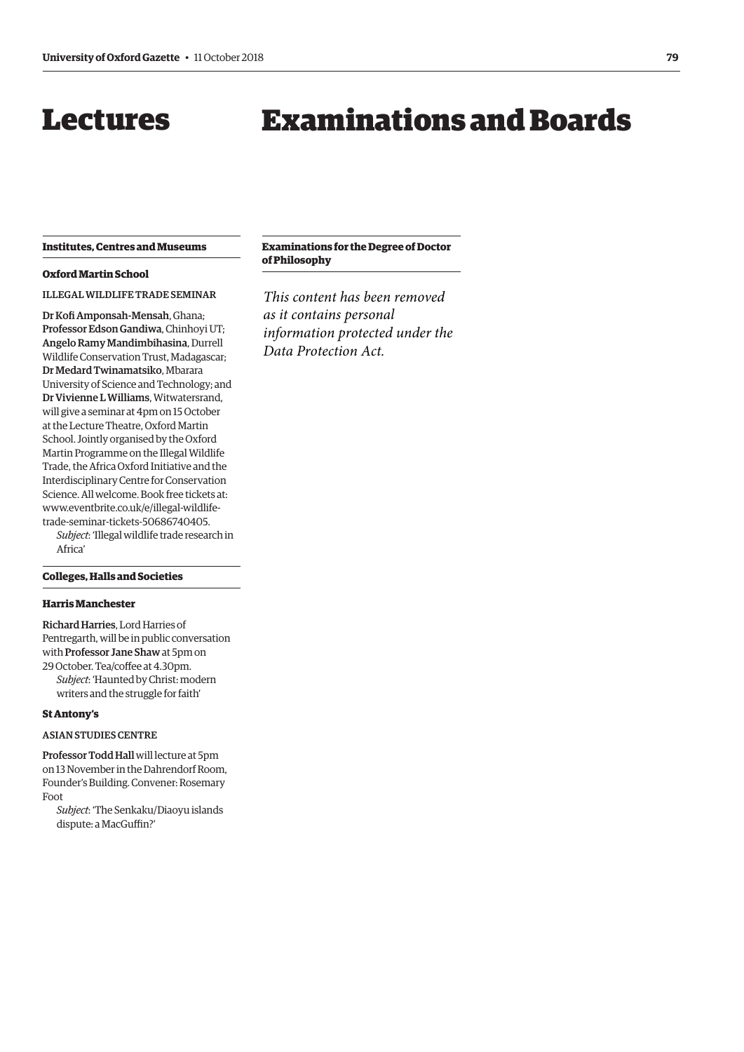# Lectures

## Institutes, Centres and Museums

### Oxford Martin School

ILLEGAL WILDLIFE TRADE SEMINAR

**Dr Kofi Amponsah-Mensah**, Ghana; **Professor Edson Gandiwa**, Chinhoyi UT; **Angelo Ramy Mandimbihasina**, Durrell Wildlife Conservation Trust, Madagascar; **Dr Medard Twinamatsiko**, Mbarara University of Science and Technology; and **Dr Vivienne L Williams**, Witwatersrand, will give a seminar at 4pm on 15 October at the Lecture Theatre, Oxford Martin School. Jointly organised by the Oxford Martin Programme on the Illegal Wildlife Trade, the Africa Oxford Initiative and the Interdisciplinary Centre for Conservation Science. All welcome. Book free tickets at: www.eventbrite.co.uk/e/illegal-wildlife-trade-seminar-tickets-50686740405.

*Subject*: 'Illegal wildlife trade research in Africa'

## Colleges, Halls and Societies

### Harris Manchester

**Richard Harries**, Lord Harries of Pentregarth, will be in public conversation with **Professor Jane Shaw** at 5pm on 29 October. Tea/coffee at 4.30pm.

*Subject*: 'Haunted by Christ: modern writers and the struggle for faith'

### St Antony's

ASIAN STUDIES CENTRE

**Professor Todd Hall** will lecture at 5pm on 13 November in the Dahrendorf Room, Founder's Building. Convener: Rosemary Foot

*Subject*: 'The Senkaku/Diaoyu islands dispute: a MacGuffin?'

# Examinations and Boards

## Examinations for the Degree of Doctor of Philosophy

*This content has been removed as it contains personal information protected under the Data Protection Act.*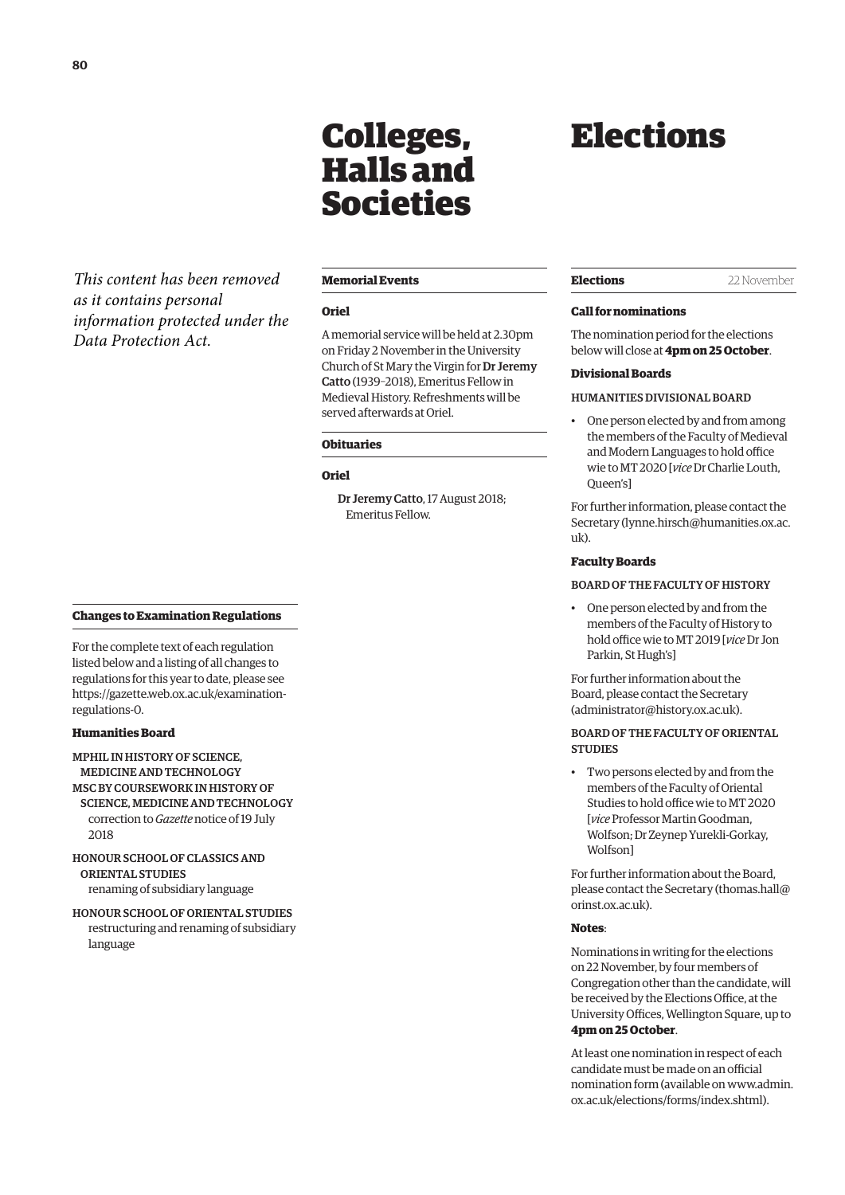*This content has been removed as it contains personal information protected under the Data Protection Act.*

## Changes to Examination Regulations

For the complete text of each regulation listed below and a listing of all changes to regulations for this year to date, please see https://gazette.web.ox.ac.uk/examination-regulations-0.

### Humanities Board

MPHIL IN HISTORY OF SCIENCE, MEDICINE AND TECHNOLOGY
MSC BY COURSEWORK IN HISTORY OF SCIENCE, MEDICINE AND TECHNOLOGY
correction to *Gazette* notice of 19 July 2018

HONOUR SCHOOL OF CLASSICS AND ORIENTAL STUDIES
renaming of subsidiary language

HONOUR SCHOOL OF ORIENTAL STUDIES
restructuring and renaming of subsidiary language

# Colleges, Halls and Societies

## Memorial Events

### Oriel

A memorial service will be held at 2.30pm on Friday 2 November in the University Church of St Mary the Virgin for **Dr Jeremy Catto** (1939–2018), Emeritus Fellow in Medieval History. Refreshments will be served afterwards at Oriel.

## Obituaries

### Oriel

**Dr Jeremy Catto**, 17 August 2018; Emeritus Fellow.

# Elections

## Elections — 22 November

### Call for nominations

The nomination period for the elections below will close at **4pm on 25 October**.

### Divisional Boards

HUMANITIES DIVISIONAL BOARD

- One person elected by and from among the members of the Faculty of Medieval and Modern Languages to hold office wie to MT 2020 [*vice* Dr Charlie Louth, Queen's]

For further information, please contact the Secretary (lynne.hirsch@humanities.ox.ac.uk).

### Faculty Boards

BOARD OF THE FACULTY OF HISTORY

- One person elected by and from the members of the Faculty of History to hold office wie to MT 2019 [*vice* Dr Jon Parkin, St Hugh's]

For further information about the Board, please contact the Secretary (administrator@history.ox.ac.uk).

BOARD OF THE FACULTY OF ORIENTAL STUDIES

- Two persons elected by and from the members of the Faculty of Oriental Studies to hold office wie to MT 2020 [*vice* Professor Martin Goodman, Wolfson; Dr Zeynep Yurekli-Gorkay, Wolfson]

For further information about the Board, please contact the Secretary (thomas.hall@orinst.ox.ac.uk).

**Notes**:

Nominations in writing for the elections on 22 November, by four members of Congregation other than the candidate, will be received by the Elections Office, at the University Offices, Wellington Square, up to **4pm on 25 October**.

At least one nomination in respect of each candidate must be made on an official nomination form (available on www.admin.ox.ac.uk/elections/forms/index.shtml).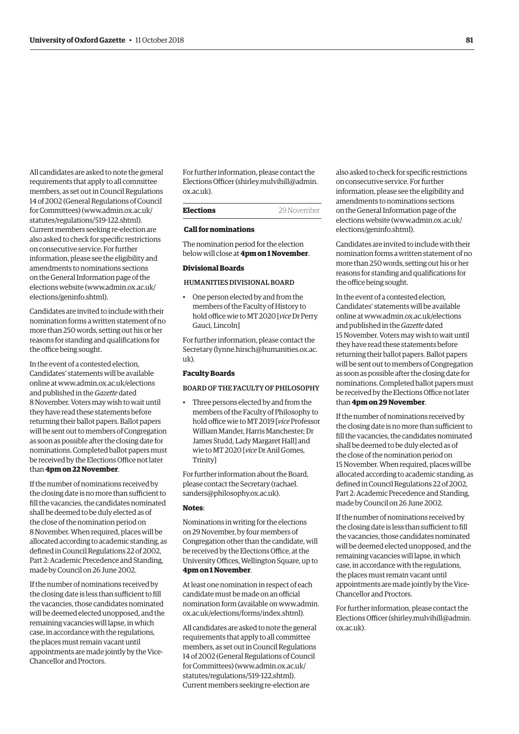All candidates are asked to note the general requirements that apply to all committee members, as set out in Council Regulations 14 of 2002 (General Regulations of Council for Committees) (www.admin.ox.ac.uk/statutes/regulations/519-122.shtml). Current members seeking re-election are also asked to check for specific restrictions on consecutive service. For further information, please see the eligibility and amendments to nominations sections on the General Information page of the elections website (www.admin.ox.ac.uk/elections/geninfo.shtml).

Candidates are invited to include with their nomination forms a written statement of no more than 250 words, setting out his or her reasons for standing and qualifications for the office being sought.

In the event of a contested election, Candidates' statements will be available online at www.admin.ox.ac.uk/elections and published in the *Gazette* dated 8 November. Voters may wish to wait until they have read these statements before returning their ballot papers. Ballot papers will be sent out to members of Congregation as soon as possible after the closing date for nominations. Completed ballot papers must be received by the Elections Office not later than **4pm on 22 November**.

If the number of nominations received by the closing date is no more than sufficient to fill the vacancies, the candidates nominated shall be deemed to be duly elected as of the close of the nomination period on 8 November. When required, places will be allocated according to academic standing, as defined in Council Regulations 22 of 2002, Part 2: Academic Precedence and Standing, made by Council on 26 June 2002.

If the number of nominations received by the closing date is less than sufficient to fill the vacancies, those candidates nominated will be deemed elected unopposed, and the remaining vacancies will lapse, in which case, in accordance with the regulations, the places must remain vacant until appointments are made jointly by the Vice-Chancellor and Proctors.

For further information, please contact the Elections Officer (shirley.mulvihill@admin.ox.ac.uk).

## Elections — 29 November

### Call for nominations

The nomination period for the election below will close at **4pm on 1 November**.

#### Divisional Boards

HUMANITIES DIVISIONAL BOARD

- One person elected by and from the members of the Faculty of History to hold office wie to MT 2020 [*vice* Dr Perry Gauci, Lincoln]

For further information, please contact the Secretary (lynne.hirsch@humanities.ox.ac.uk).

#### Faculty Boards

BOARD OF THE FACULTY OF PHILOSOPHY

- Three persons elected by and from the members of the Faculty of Philosophy to hold office wie to MT 2019 [*vice* Professor William Mander, Harris Manchester; Dr James Studd, Lady Margaret Hall] and wie to MT 2020 [*vice* Dr Anil Gomes, Trinity]

For further information about the Board, please contact the Secretary (rachael.sanders@philosophy.ox.ac.uk).

**Notes**:

Nominations in writing for the elections on 29 November, by four members of Congregation other than the candidate, will be received by the Elections Office, at the University Offices, Wellington Square, up to **4pm on 1 November**.

At least one nomination in respect of each candidate must be made on an official nomination form (available on www.admin.ox.ac.uk/elections/forms/index.shtml).

All candidates are asked to note the general requirements that apply to all committee members, as set out in Council Regulations 14 of 2002 (General Regulations of Council for Committees) (www.admin.ox.ac.uk/statutes/regulations/519-122.shtml). Current members seeking re-election are also asked to check for specific restrictions on consecutive service. For further information, please see the eligibility and amendments to nominations sections on the General Information page of the elections website (www.admin.ox.ac.uk/elections/geninfo.shtml).

Candidates are invited to include with their nomination forms a written statement of no more than 250 words, setting out his or her reasons for standing and qualifications for the office being sought.

In the event of a contested election, Candidates' statements will be available online at www.admin.ox.ac.uk/elections and published in the *Gazette* dated 15 November. Voters may wish to wait until they have read these statements before returning their ballot papers. Ballot papers will be sent out to members of Congregation as soon as possible after the closing date for nominations. Completed ballot papers must be received by the Elections Office not later than **4pm on 29 November**.

If the number of nominations received by the closing date is no more than sufficient to fill the vacancies, the candidates nominated shall be deemed to be duly elected as of the close of the nomination period on 15 November. When required, places will be allocated according to academic standing, as defined in Council Regulations 22 of 2002, Part 2: Academic Precedence and Standing, made by Council on 26 June 2002.

If the number of nominations received by the closing date is less than sufficient to fill the vacancies, those candidates nominated will be deemed elected unopposed, and the remaining vacancies will lapse, in which case, in accordance with the regulations, the places must remain vacant until appointments are made jointly by the Vice-Chancellor and Proctors.

For further information, please contact the Elections Officer (shirley.mulvihill@admin.ox.ac.uk).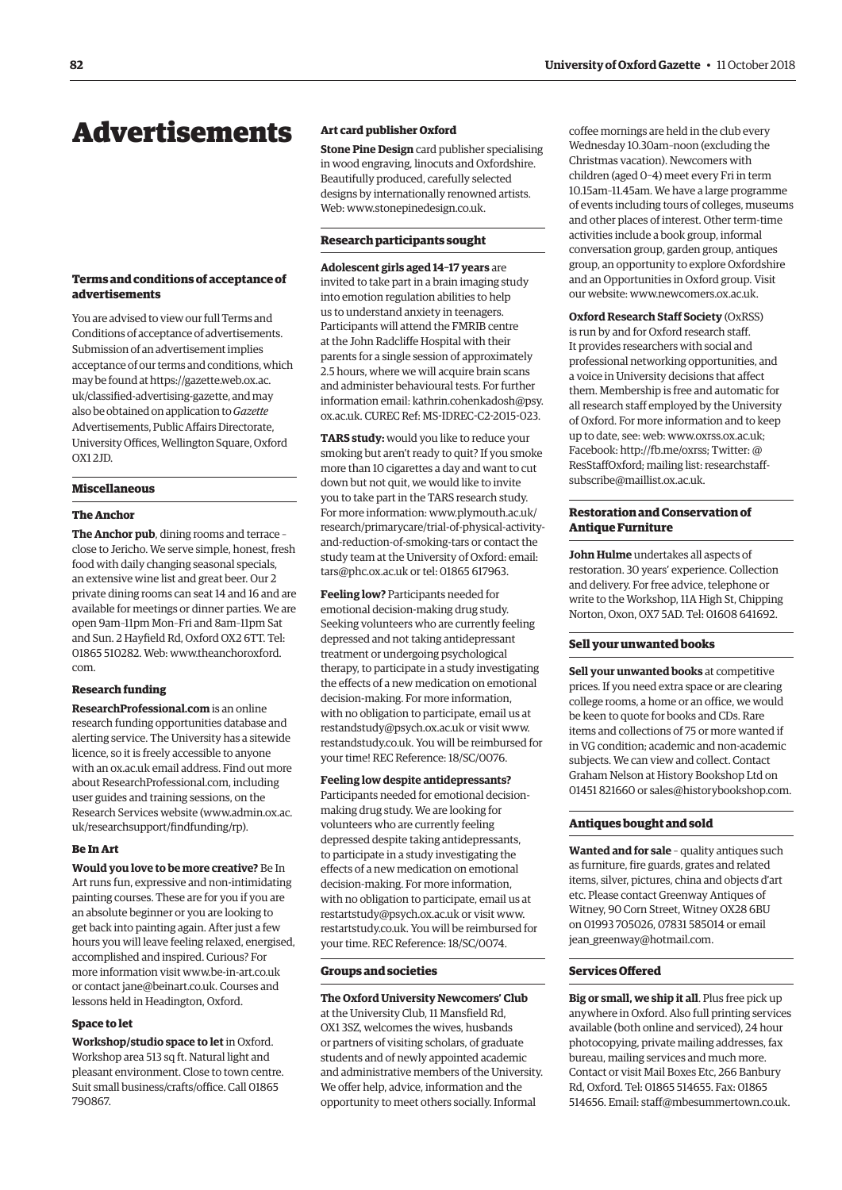# Advertisements

## Terms and conditions of acceptance of advertisements

You are advised to view our full Terms and Conditions of acceptance of advertisements. Submission of an advertisement implies acceptance of our terms and conditions, which may be found at https://gazette.web.ox.ac.uk/classified-advertising-gazette, and may also be obtained on application to *Gazette* Advertisements, Public Affairs Directorate, University Offices, Wellington Square, Oxford OX1 2JD.

## Miscellaneous

### The Anchor

**The Anchor pub**, dining rooms and terrace – close to Jericho. We serve simple, honest, fresh food with daily changing seasonal specials, an extensive wine list and great beer. Our 2 private dining rooms can seat 14 and 16 and are available for meetings or dinner parties. We are open 9am–11pm Mon–Fri and 8am–11pm Sat and Sun. 2 Hayfield Rd, Oxford OX2 6TT. Tel: 01865 510282. Web: www.theanchoroxford.com.

### Research funding

**ResearchProfessional.com** is an online research funding opportunities database and alerting service. The University has a sitewide licence, so it is freely accessible to anyone with an ox.ac.uk email address. Find out more about ResearchProfessional.com, including user guides and training sessions, on the Research Services website (www.admin.ox.ac.uk/researchsupport/findfunding/rp).

### Be In Art

**Would you love to be more creative?** Be In Art runs fun, expressive and non-intimidating painting courses. These are for you if you are an absolute beginner or you are looking to get back into painting again. After just a few hours you will leave feeling relaxed, energised, accomplished and inspired. Curious? For more information visit www.be-in-art.co.uk or contact jane@beinart.co.uk. Courses and lessons held in Headington, Oxford.

### Space to let

**Workshop/studio space to let** in Oxford. Workshop area 513 sq ft. Natural light and pleasant environment. Close to town centre. Suit small business/crafts/office. Call 01865 790867.

### Art card publisher Oxford

**Stone Pine Design** card publisher specialising in wood engraving, linocuts and Oxfordshire. Beautifully produced, carefully selected designs by internationally renowned artists. Web: www.stonepinedesign.co.uk.

## Research participants sought

**Adolescent girls aged 14–17 years** are invited to take part in a brain imaging study into emotion regulation abilities to help us to understand anxiety in teenagers. Participants will attend the FMRIB centre at the John Radcliffe Hospital with their parents for a single session of approximately 2.5 hours, where we will acquire brain scans and administer behavioural tests. For further information email: kathrin.cohenkadosh@psy.ox.ac.uk. CUREC Ref: MS-IDREC-C2-2015-023.

**TARS study:** would you like to reduce your smoking but aren't ready to quit? If you smoke more than 10 cigarettes a day and want to cut down but not quit, we would like to invite you to take part in the TARS research study. For more information: www.plymouth.ac.uk/research/primarycare/trial-of-physical-activity-and-reduction-of-smoking-tars or contact the study team at the University of Oxford: email: tars@phc.ox.ac.uk or tel: 01865 617963.

**Feeling low?** Participants needed for emotional decision-making drug study. Seeking volunteers who are currently feeling depressed and not taking antidepressant treatment or undergoing psychological therapy, to participate in a study investigating the effects of a new medication on emotional decision-making. For more information, with no obligation to participate, email us at restandstudy@psych.ox.ac.uk or visit www.restandstudy.co.uk. You will be reimbursed for your time! REC Reference: 18/SC/0076.

**Feeling low despite antidepressants?** Participants needed for emotional decision-making drug study. We are looking for volunteers who are currently feeling depressed despite taking antidepressants, to participate in a study investigating the effects of a new medication on emotional decision-making. For more information, with no obligation to participate, email us at restartstudy@psych.ox.ac.uk or visit www.restartstudy.co.uk. You will be reimbursed for your time. REC Reference: 18/SC/0074.

## Groups and societies

**The Oxford University Newcomers' Club** at the University Club, 11 Mansfield Rd, OX1 3SZ, welcomes the wives, husbands or partners of visiting scholars, of graduate students and of newly appointed academic and administrative members of the University. We offer help, advice, information and the opportunity to meet others socially. Informal coffee mornings are held in the club every Wednesday 10.30am–noon (excluding the Christmas vacation). Newcomers with children (aged 0–4) meet every Fri in term 10.15am–11.45am. We have a large programme of events including tours of colleges, museums and other places of interest. Other term-time activities include a book group, informal conversation group, garden group, antiques group, an opportunity to explore Oxfordshire and an Opportunities in Oxford group. Visit our website: www.newcomers.ox.ac.uk.

**Oxford Research Staff Society** (OxRSS) is run by and for Oxford research staff. It provides researchers with social and professional networking opportunities, and a voice in University decisions that affect them. Membership is free and automatic for all research staff employed by the University of Oxford. For more information and to keep up to date, see: web: www.oxrss.ox.ac.uk; Facebook: http://fb.me/oxrss; Twitter: @ResStaffOxford; mailing list: researchstaff-subscribe@maillist.ox.ac.uk.

## Restoration and Conservation of Antique Furniture

**John Hulme** undertakes all aspects of restoration. 30 years' experience. Collection and delivery. For free advice, telephone or write to the Workshop, 11A High St, Chipping Norton, Oxon, OX7 5AD. Tel: 01608 641692.

## Sell your unwanted books

**Sell your unwanted books** at competitive prices. If you need extra space or are clearing college rooms, a home or an office, we would be keen to quote for books and CDs. Rare items and collections of 75 or more wanted if in VG condition; academic and non-academic subjects. We can view and collect. Contact Graham Nelson at History Bookshop Ltd on 01451 821660 or sales@historybookshop.com.

## Antiques bought and sold

**Wanted and for sale** – quality antiques such as furniture, fire guards, grates and related items, silver, pictures, china and objects d'art etc. Please contact Greenway Antiques of Witney, 90 Corn Street, Witney OX28 6BU on 01993 705026, 07831 585014 or email jean_greenway@hotmail.com.

## Services Offered

**Big or small, we ship it all**. Plus free pick up anywhere in Oxford. Also full printing services available (both online and serviced), 24 hour photocopying, private mailing addresses, fax bureau, mailing services and much more. Contact or visit Mail Boxes Etc, 266 Banbury Rd, Oxford. Tel: 01865 514655. Fax: 01865 514656. Email: staff@mbesummertown.co.uk.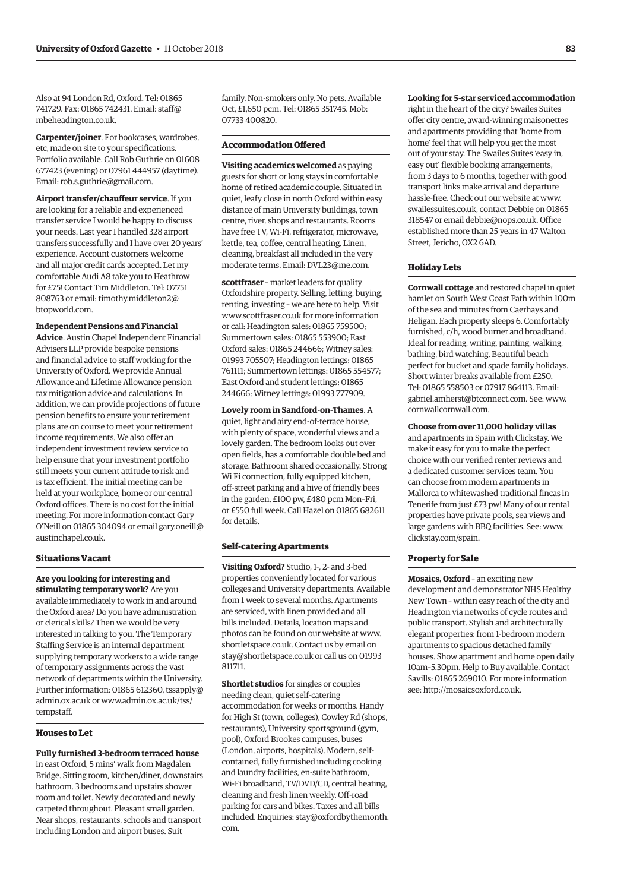Also at 94 London Rd, Oxford. Tel: 01865 741729. Fax: 01865 742431. Email: staff@mbeheadington.co.uk.

**Carpenter/joiner**. For bookcases, wardrobes, etc, made on site to your specifications. Portfolio available. Call Rob Guthrie on 01608 677423 (evening) or 07961 444957 (daytime). Email: rob.s.guthrie@gmail.com.

**Airport transfer/chauffeur service**. If you are looking for a reliable and experienced transfer service I would be happy to discuss your needs. Last year I handled 328 airport transfers successfully and I have over 20 years' experience. Account customers welcome and all major credit cards accepted. Let my comfortable Audi A8 take you to Heathrow for £75! Contact Tim Middleton. Tel: 07751 808763 or email: timothy.middleton2@btopworld.com.

**Independent Pensions and Financial Advice**. Austin Chapel Independent Financial Advisers LLP provide bespoke pensions and financial advice to staff working for the University of Oxford. We provide Annual Allowance and Lifetime Allowance pension tax mitigation advice and calculations. In addition, we can provide projections of future pension benefits to ensure your retirement plans are on course to meet your retirement income requirements. We also offer an independent investment review service to help ensure that your investment portfolio still meets your current attitude to risk and is tax efficient. The initial meeting can be held at your workplace, home or our central Oxford offices. There is no cost for the initial meeting. For more information contact Gary O'Neill on 01865 304094 or email gary.oneill@austinchapel.co.uk.

### Situations Vacant

**Are you looking for interesting and stimulating temporary work?** Are you available immediately to work in and around the Oxford area? Do you have administration or clerical skills? Then we would be very interested in talking to you. The Temporary Staffing Service is an internal department supplying temporary workers to a wide range of temporary assignments across the vast network of departments within the University. Further information: 01865 612360, tssapply@admin.ox.ac.uk or www.admin.ox.ac.uk/tss/tempstaff.

### Houses to Let

**Fully furnished 3-bedroom terraced house** in east Oxford, 5 mins' walk from Magdalen Bridge. Sitting room, kitchen/diner, downstairs bathroom. 3 bedrooms and upstairs shower room and toilet. Newly decorated and newly carpeted throughout. Pleasant small garden. Near shops, restaurants, schools and transport including London and airport buses. Suit family. Non-smokers only. No pets. Available Oct, £1,650 pcm. Tel: 01865 351745. Mob: 07733 400820.

### Accommodation Offered

**Visiting academics welcomed** as paying guests for short or long stays in comfortable home of retired academic couple. Situated in quiet, leafy close in north Oxford within easy distance of main University buildings, town centre, river, shops and restaurants. Rooms have free TV, Wi-Fi, refrigerator, microwave, kettle, tea, coffee, central heating. Linen, cleaning, breakfast all included in the very moderate terms. Email: DVL23@me.com.

**scottfraser** – market leaders for quality Oxfordshire property. Selling, letting, buying, renting, investing – we are here to help. Visit www.scottfraser.co.uk for more information or call: Headington sales: 01865 759500; Summertown sales: 01865 553900; East Oxford sales: 01865 244666; Witney sales: 01993 705507; Headington lettings: 01865 761111; Summertown lettings: 01865 554577; East Oxford and student lettings: 01865 244666; Witney lettings: 01993 777909.

**Lovely room in Sandford-on-Thames**. A quiet, light and airy end-of-terrace house, with plenty of space, wonderful views and a lovely garden. The bedroom looks out over open fields, has a comfortable double bed and storage. Bathroom shared occasionally. Strong Wi Fi connection, fully equipped kitchen, off-street parking and a hive of friendly bees in the garden. £100 pw, £480 pcm Mon–Fri, or £550 full week. Call Hazel on 01865 682611 for details.

### Self-catering Apartments

**Visiting Oxford?** Studio, 1-, 2- and 3-bed properties conveniently located for various colleges and University departments. Available from 1 week to several months. Apartments are serviced, with linen provided and all bills included. Details, location maps and photos can be found on our website at www.shortletspace.co.uk. Contact us by email on stay@shortletspace.co.uk or call us on 01993 811711.

**Shortlet studios** for singles or couples needing clean, quiet self-catering accommodation for weeks or months. Handy for High St (town, colleges), Cowley Rd (shops, restaurants), University sportsground (gym, pool), Oxford Brookes campuses, buses (London, airports, hospitals). Modern, self-contained, fully furnished including cooking and laundry facilities, en-suite bathroom, Wi-Fi broadband, TV/DVD/CD, central heating, cleaning and fresh linen weekly. Off-road parking for cars and bikes. Taxes and all bills included. Enquiries: stay@oxfordbythemonth.com.

**Looking for 5-star serviced accommodation** right in the heart of the city? Swailes Suites offer city centre, award-winning maisonettes and apartments providing that 'home from home' feel that will help you get the most out of your stay. The Swailes Suites 'easy in, easy out' flexible booking arrangements, from 3 days to 6 months, together with good transport links make arrival and departure hassle-free. Check out our website at www.swailessuites.co.uk, contact Debbie on 01865 318547 or email debbie@nops.co.uk. Office established more than 25 years in 47 Walton Street, Jericho, OX2 6AD.

### Holiday Lets

**Cornwall cottage** and restored chapel in quiet hamlet on South West Coast Path within 100m of the sea and minutes from Caerhays and Heligan. Each property sleeps 6. Comfortably furnished, c/h, wood burner and broadband. Ideal for reading, writing, painting, walking, bathing, bird watching. Beautiful beach perfect for bucket and spade family holidays. Short winter breaks available from £250. Tel: 01865 558503 or 07917 864113. Email: gabriel.amherst@btconnect.com. See: www.cornwallcornwall.com.

**Choose from over 11,000 holiday villas** and apartments in Spain with Clickstay. We make it easy for you to make the perfect choice with our verified renter reviews and a dedicated customer services team. You can choose from modern apartments in Mallorca to whitewashed traditional fincas in Tenerife from just £73 pw! Many of our rental properties have private pools, sea views and large gardens with BBQ facilities. See: www.clickstay.com/spain.

### Property for Sale

**Mosaics, Oxford** – an exciting new development and demonstrator NHS Healthy New Town – within easy reach of the city and Headington via networks of cycle routes and public transport. Stylish and architecturally elegant properties: from 1-bedroom modern apartments to spacious detached family houses. Show apartment and home open daily 10am–5.30pm. Help to Buy available. Contact Savills: 01865 269010. For more information see: http://mosaicsoxford.co.uk.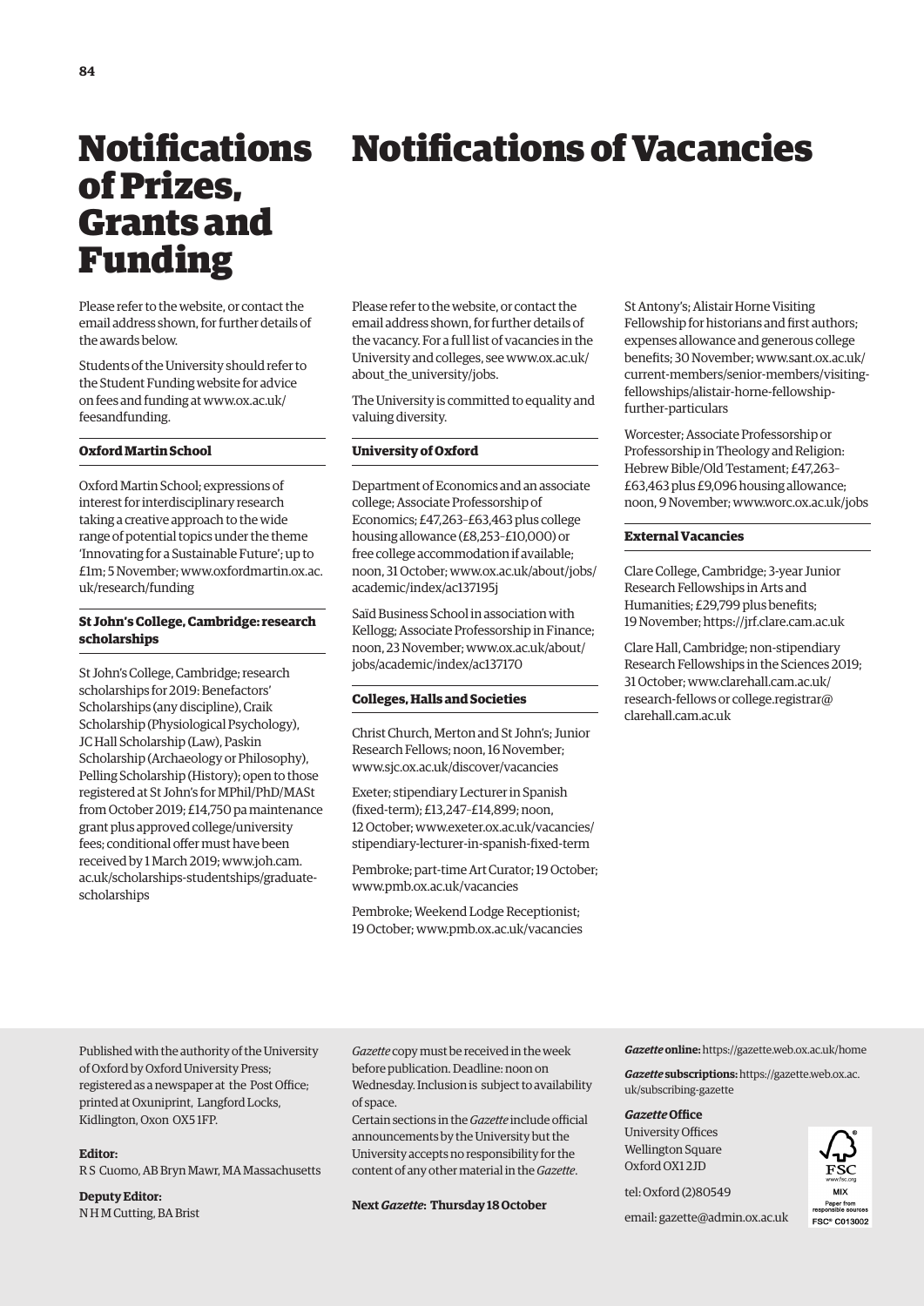# Notifications of Prizes, Grants and Funding

Please refer to the website, or contact the email address shown, for further details of the awards below.

Students of the University should refer to the Student Funding website for advice on fees and funding at www.ox.ac.uk/feesandfunding.

### Oxford Martin School

Oxford Martin School; expressions of interest for interdisciplinary research taking a creative approach to the wide range of potential topics under the theme 'Innovating for a Sustainable Future'; up to £1m; 5 November; www.oxfordmartin.ox.ac.uk/research/funding

### St John's College, Cambridge: research scholarships

St John's College, Cambridge; research scholarships for 2019: Benefactors' Scholarships (any discipline), Craik Scholarship (Physiological Psychology), JC Hall Scholarship (Law), Paskin Scholarship (Archaeology or Philosophy), Pelling Scholarship (History); open to those registered at St John's for MPhil/PhD/MASt from October 2019; £14,750 pa maintenance grant plus approved college/university fees; conditional offer must have been received by 1 March 2019; www.joh.cam.ac.uk/scholarships-studentships/graduate-scholarships

# Notifications of Vacancies

Please refer to the website, or contact the email address shown, for further details of the vacancy. For a full list of vacancies in the University and colleges, see www.ox.ac.uk/about_the_university/jobs.

The University is committed to equality and valuing diversity.

### University of Oxford

Department of Economics and an associate college; Associate Professorship of Economics; £47,263–£63,463 plus college housing allowance (£8,253–£10,000) or free college accommodation if available; noon, 31 October; www.ox.ac.uk/about/jobs/academic/index/ac137195j

Saïd Business School in association with Kellogg; Associate Professorship in Finance; noon, 23 November; www.ox.ac.uk/about/jobs/academic/index/ac137170

### Colleges, Halls and Societies

Christ Church, Merton and St John's; Junior Research Fellows; noon, 16 November; www.sjc.ox.ac.uk/discover/vacancies

Exeter; stipendiary Lecturer in Spanish (fixed-term); £13,247–£14,899; noon, 12 October; www.exeter.ox.ac.uk/vacancies/stipendiary-lecturer-in-spanish-fixed-term

Pembroke; part-time Art Curator; 19 October; www.pmb.ox.ac.uk/vacancies

Pembroke; Weekend Lodge Receptionist; 19 October; www.pmb.ox.ac.uk/vacancies

St Antony's; Alistair Horne Visiting Fellowship for historians and first authors; expenses allowance and generous college benefits; 30 November; www.sant.ox.ac.uk/current-members/senior-members/visiting-fellowships/alistair-horne-fellowship-further-particulars

Worcester; Associate Professorship or Professorship in Theology and Religion: Hebrew Bible/Old Testament; £47,263–£63,463 plus £9,096 housing allowance; noon, 9 November; www.worc.ox.ac.uk/jobs

### External Vacancies

Clare College, Cambridge; 3-year Junior Research Fellowships in Arts and Humanities; £29,799 plus benefits; 19 November; https://jrf.clare.cam.ac.uk

Clare Hall, Cambridge; non-stipendiary Research Fellowships in the Sciences 2019; 31 October; www.clarehall.cam.ac.uk/research-fellows or college.registrar@clarehall.cam.ac.uk

---

Published with the authority of the University of Oxford by Oxford University Press; registered as a newspaper at the Post Office; printed at Oxuniprint, Langford Locks, Kidlington, Oxon OX5 1FP.

**Editor:**
R S Cuomo, AB Bryn Mawr, MA Massachusetts

**Deputy Editor:**
N H M Cutting, BA Brist

*Gazette* copy must be received in the week before publication. Deadline: noon on Wednesday. Inclusion is subject to availability of space.
Certain sections in the *Gazette* include official announcements by the University but the University accepts no responsibility for the content of any other material in the *Gazette*.

**Next *Gazette*: Thursday 18 October**

***Gazette* online:** https://gazette.web.ox.ac.uk/home

***Gazette* subscriptions:** https://gazette.web.ox.ac.uk/subscribing-gazette

***Gazette* Office**
University Offices
Wellington Square
Oxford OX1 2JD

tel: Oxford (2)80549

email: gazette@admin.ox.ac.uk

FSC www.fsc.org MIX Paper from responsible sources FSC® C013002